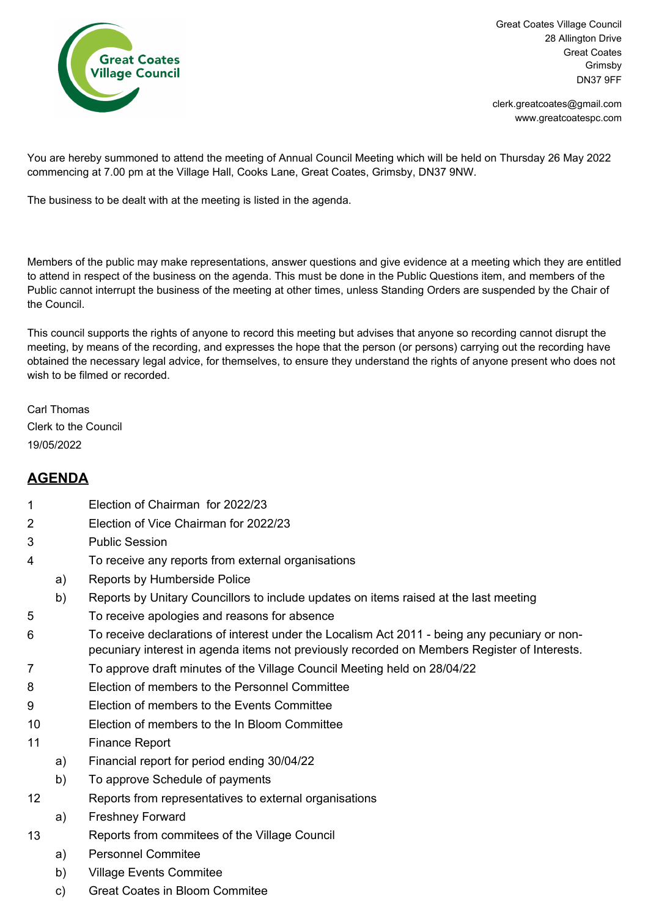Great Coates Village Council

Great Coates Village Council
28 Allington Drive
Great Coates
Grimsby
DN37 9FF

clerk.greatcoates@gmail.com
www.greatcoatespc.com

You are hereby summoned to attend the meeting of Annual Council Meeting which will be held on Thursday 26 May 2022 commencing at 7.00 pm at the Village Hall, Cooks Lane, Great Coates, Grimsby, DN37 9NW.

The business to be dealt with at the meeting is listed in the agenda.

Members of the public may make representations, answer questions and give evidence at a meeting which they are entitled to attend in respect of the business on the agenda. This must be done in the Public Questions item, and members of the Public cannot interrupt the business of the meeting at other times, unless Standing Orders are suspended by the Chair of the Council.

This council supports the rights of anyone to record this meeting but advises that anyone so recording cannot disrupt the meeting, by means of the recording, and expresses the hope that the person (or persons) carrying out the recording have obtained the necessary legal advice, for themselves, to ensure they understand the rights of anyone present who does not wish to be filmed or recorded.

Carl Thomas
Clerk to the Council
19/05/2022

## AGENDA

1. Election of Chairman for 2022/23
2. Election of Vice Chairman for 2022/23
3. Public Session
4. To receive any reports from external organisations
   - a) Reports by Humberside Police
   - b) Reports by Unitary Councillors to include updates on items raised at the last meeting
5. To receive apologies and reasons for absence
6. To receive declarations of interest under the Localism Act 2011 - being any pecuniary or non-pecuniary interest in agenda items not previously recorded on Members Register of Interests.
7. To approve draft minutes of the Village Council Meeting held on 28/04/22
8. Election of members to the Personnel Committee
9. Election of members to the Events Committee
10. Election of members to the In Bloom Committee
11. Finance Report
    - a) Financial report for period ending 30/04/22
    - b) To approve Schedule of payments
12. Reports from representatives to external organisations
    - a) Freshney Forward
13. Reports from commitees of the Village Council
    - a) Personnel Commitee
    - b) Village Events Commitee
    - c) Great Coates in Bloom Commitee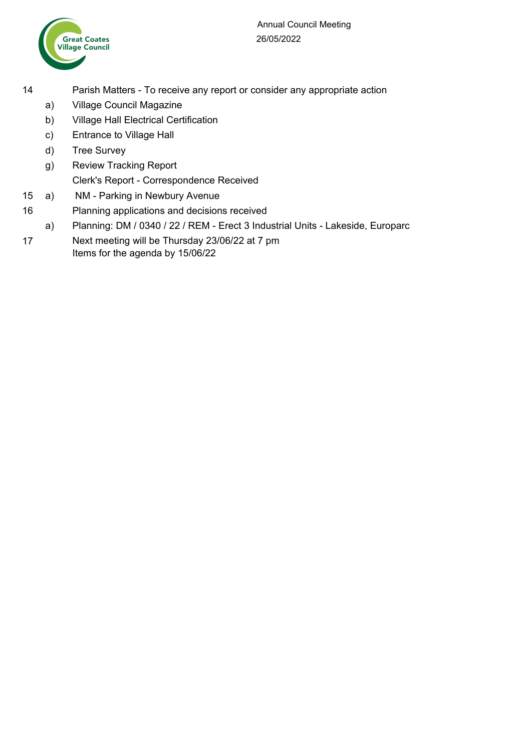14 Parish Matters - To receive any report or consider any appropriate action

- a) Village Council Magazine
- b) Village Hall Electrical Certification
- c) Entrance to Village Hall
- d) Tree Survey
- g) Review Tracking Report

Clerk's Report - Correspondence Received

15 a) NM - Parking in Newbury Avenue

16 Planning applications and decisions received

- a) Planning: DM / 0340 / 22 / REM - Erect 3 Industrial Units - Lakeside, Europarc

17 Next meeting will be Thursday 23/06/22 at 7 pm
Items for the agenda by 15/06/22